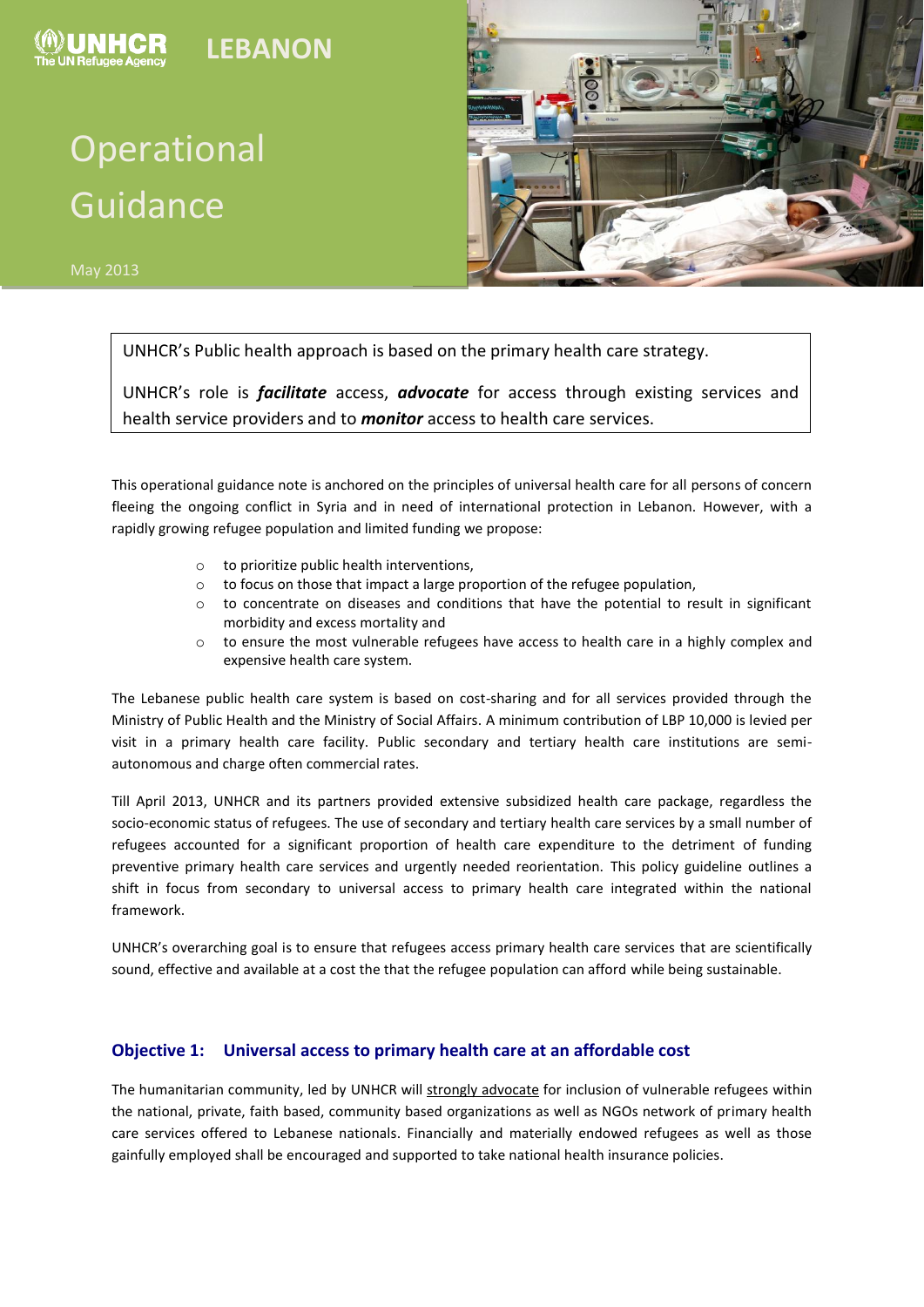UNHCR The UN Refugee Agency

# LEBANON

# Operational Guidance

May 2013

> UNHCR's Public health approach is based on the primary health care strategy.
>
> UNHCR's role is ***facilitate*** access, ***advocate*** for access through existing services and health service providers and to ***monitor*** access to health care services.

This operational guidance note is anchored on the principles of universal health care for all persons of concern fleeing the ongoing conflict in Syria and in need of international protection in Lebanon. However, with a rapidly growing refugee population and limited funding we propose:

- to prioritize public health interventions,
- to focus on those that impact a large proportion of the refugee population,
- to concentrate on diseases and conditions that have the potential to result in significant morbidity and excess mortality and
- to ensure the most vulnerable refugees have access to health care in a highly complex and expensive health care system.

The Lebanese public health care system is based on cost-sharing and for all services provided through the Ministry of Public Health and the Ministry of Social Affairs. A minimum contribution of LBP 10,000 is levied per visit in a primary health care facility. Public secondary and tertiary health care institutions are semi-autonomous and charge often commercial rates.

Till April 2013, UNHCR and its partners provided extensive subsidized health care package, regardless the socio-economic status of refugees. The use of secondary and tertiary health care services by a small number of refugees accounted for a significant proportion of health care expenditure to the detriment of funding preventive primary health care services and urgently needed reorientation. This policy guideline outlines a shift in focus from secondary to universal access to primary health care integrated within the national framework.

UNHCR's overarching goal is to ensure that refugees access primary health care services that are scientifically sound, effective and available at a cost the that the refugee population can afford while being sustainable.

## Objective 1: Universal access to primary health care at an affordable cost

The humanitarian community, led by UNHCR will <u>strongly advocate</u> for inclusion of vulnerable refugees within the national, private, faith based, community based organizations as well as NGOs network of primary health care services offered to Lebanese nationals. Financially and materially endowed refugees as well as those gainfully employed shall be encouraged and supported to take national health insurance policies.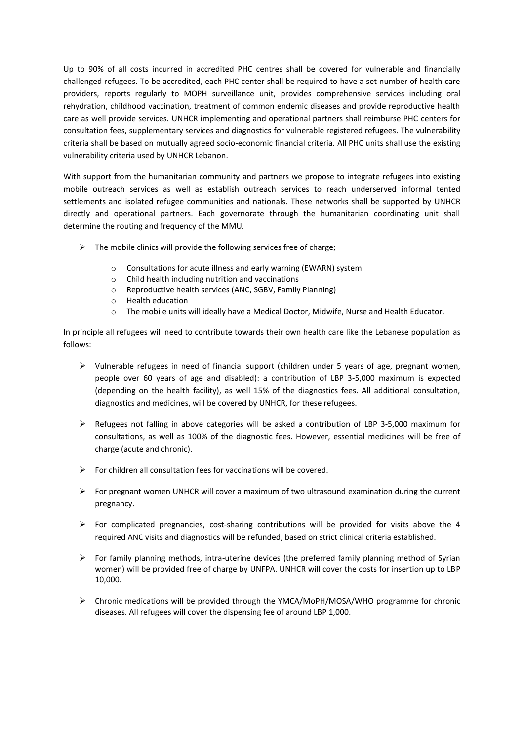Up to 90% of all costs incurred in accredited PHC centres shall be covered for vulnerable and financially challenged refugees. To be accredited, each PHC center shall be required to have a set number of health care providers, reports regularly to MOPH surveillance unit, provides comprehensive services including oral rehydration, childhood vaccination, treatment of common endemic diseases and provide reproductive health care as well provide services. UNHCR implementing and operational partners shall reimburse PHC centers for consultation fees, supplementary services and diagnostics for vulnerable registered refugees. The vulnerability criteria shall be based on mutually agreed socio-economic financial criteria. All PHC units shall use the existing vulnerability criteria used by UNHCR Lebanon.

With support from the humanitarian community and partners we propose to integrate refugees into existing mobile outreach services as well as establish outreach services to reach underserved informal tented settlements and isolated refugee communities and nationals. These networks shall be supported by UNHCR directly and operational partners. Each governorate through the humanitarian coordinating unit shall determine the routing and frequency of the MMU.

- The mobile clinics will provide the following services free of charge;
  - Consultations for acute illness and early warning (EWARN) system
  - Child health including nutrition and vaccinations
  - Reproductive health services (ANC, SGBV, Family Planning)
  - Health education
  - The mobile units will ideally have a Medical Doctor, Midwife, Nurse and Health Educator.

In principle all refugees will need to contribute towards their own health care like the Lebanese population as follows:

- Vulnerable refugees in need of financial support (children under 5 years of age, pregnant women, people over 60 years of age and disabled): a contribution of LBP 3-5,000 maximum is expected (depending on the health facility), as well 15% of the diagnostics fees. All additional consultation, diagnostics and medicines, will be covered by UNHCR, for these refugees.
- Refugees not falling in above categories will be asked a contribution of LBP 3-5,000 maximum for consultations, as well as 100% of the diagnostic fees. However, essential medicines will be free of charge (acute and chronic).
- For children all consultation fees for vaccinations will be covered.
- For pregnant women UNHCR will cover a maximum of two ultrasound examination during the current pregnancy.
- For complicated pregnancies, cost-sharing contributions will be provided for visits above the 4 required ANC visits and diagnostics will be refunded, based on strict clinical criteria established.
- For family planning methods, intra-uterine devices (the preferred family planning method of Syrian women) will be provided free of charge by UNFPA. UNHCR will cover the costs for insertion up to LBP 10,000.
- Chronic medications will be provided through the YMCA/MoPH/MOSA/WHO programme for chronic diseases. All refugees will cover the dispensing fee of around LBP 1,000.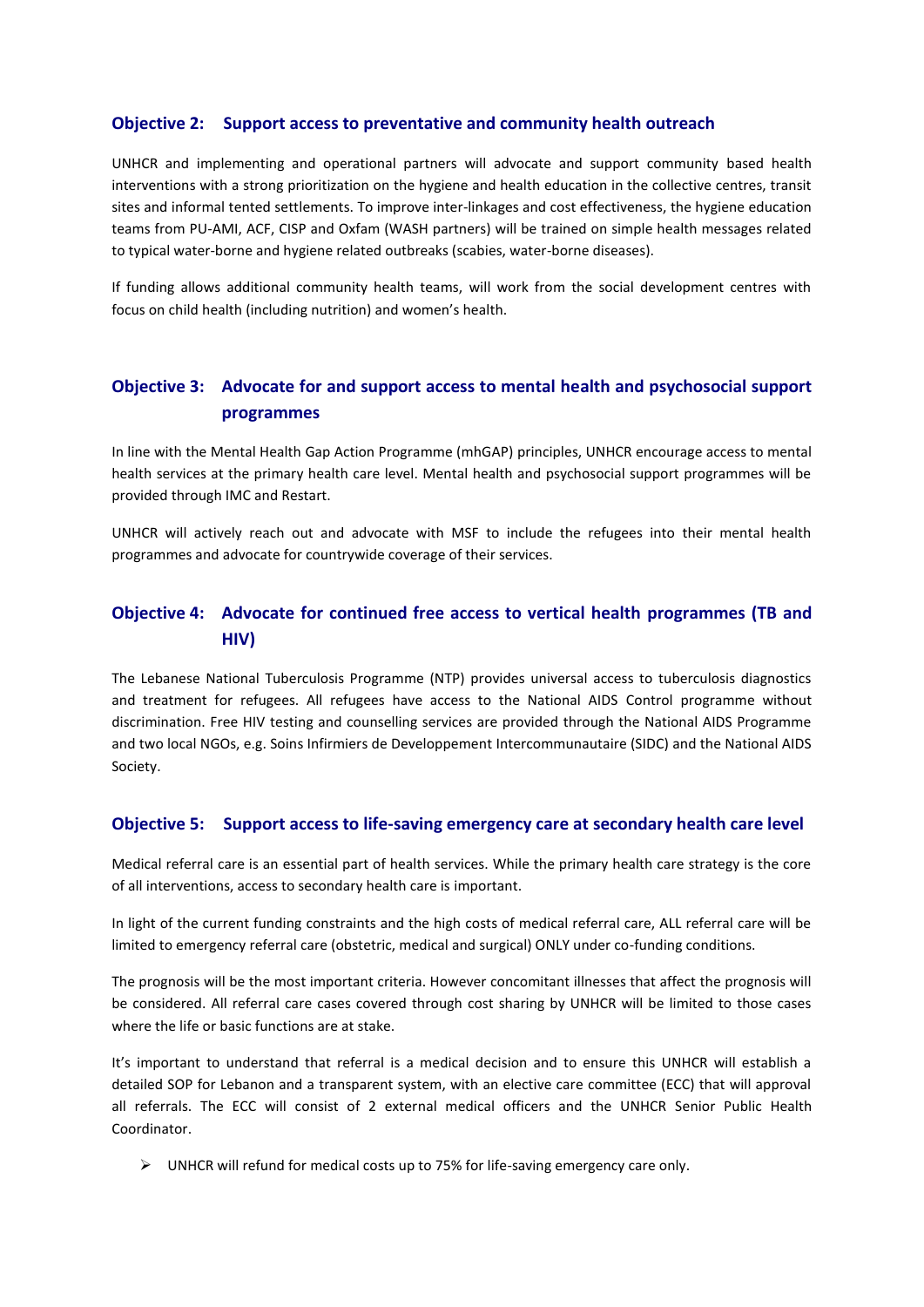## Objective 2: Support access to preventative and community health outreach

UNHCR and implementing and operational partners will advocate and support community based health interventions with a strong prioritization on the hygiene and health education in the collective centres, transit sites and informal tented settlements. To improve inter-linkages and cost effectiveness, the hygiene education teams from PU-AMI, ACF, CISP and Oxfam (WASH partners) will be trained on simple health messages related to typical water-borne and hygiene related outbreaks (scabies, water-borne diseases).

If funding allows additional community health teams, will work from the social development centres with focus on child health (including nutrition) and women's health.

## Objective 3: Advocate for and support access to mental health and psychosocial support programmes

In line with the Mental Health Gap Action Programme (mhGAP) principles, UNHCR encourage access to mental health services at the primary health care level. Mental health and psychosocial support programmes will be provided through IMC and Restart.

UNHCR will actively reach out and advocate with MSF to include the refugees into their mental health programmes and advocate for countrywide coverage of their services.

## Objective 4: Advocate for continued free access to vertical health programmes (TB and HIV)

The Lebanese National Tuberculosis Programme (NTP) provides universal access to tuberculosis diagnostics and treatment for refugees. All refugees have access to the National AIDS Control programme without discrimination. Free HIV testing and counselling services are provided through the National AIDS Programme and two local NGOs, e.g. Soins Infirmiers de Developpement Intercommunautaire (SIDC) and the National AIDS Society.

## Objective 5: Support access to life-saving emergency care at secondary health care level

Medical referral care is an essential part of health services. While the primary health care strategy is the core of all interventions, access to secondary health care is important.

In light of the current funding constraints and the high costs of medical referral care, ALL referral care will be limited to emergency referral care (obstetric, medical and surgical) ONLY under co-funding conditions.

The prognosis will be the most important criteria. However concomitant illnesses that affect the prognosis will be considered. All referral care cases covered through cost sharing by UNHCR will be limited to those cases where the life or basic functions are at stake.

It's important to understand that referral is a medical decision and to ensure this UNHCR will establish a detailed SOP for Lebanon and a transparent system, with an elective care committee (ECC) that will approval all referrals. The ECC will consist of 2 external medical officers and the UNHCR Senior Public Health Coordinator.

- UNHCR will refund for medical costs up to 75% for life-saving emergency care only.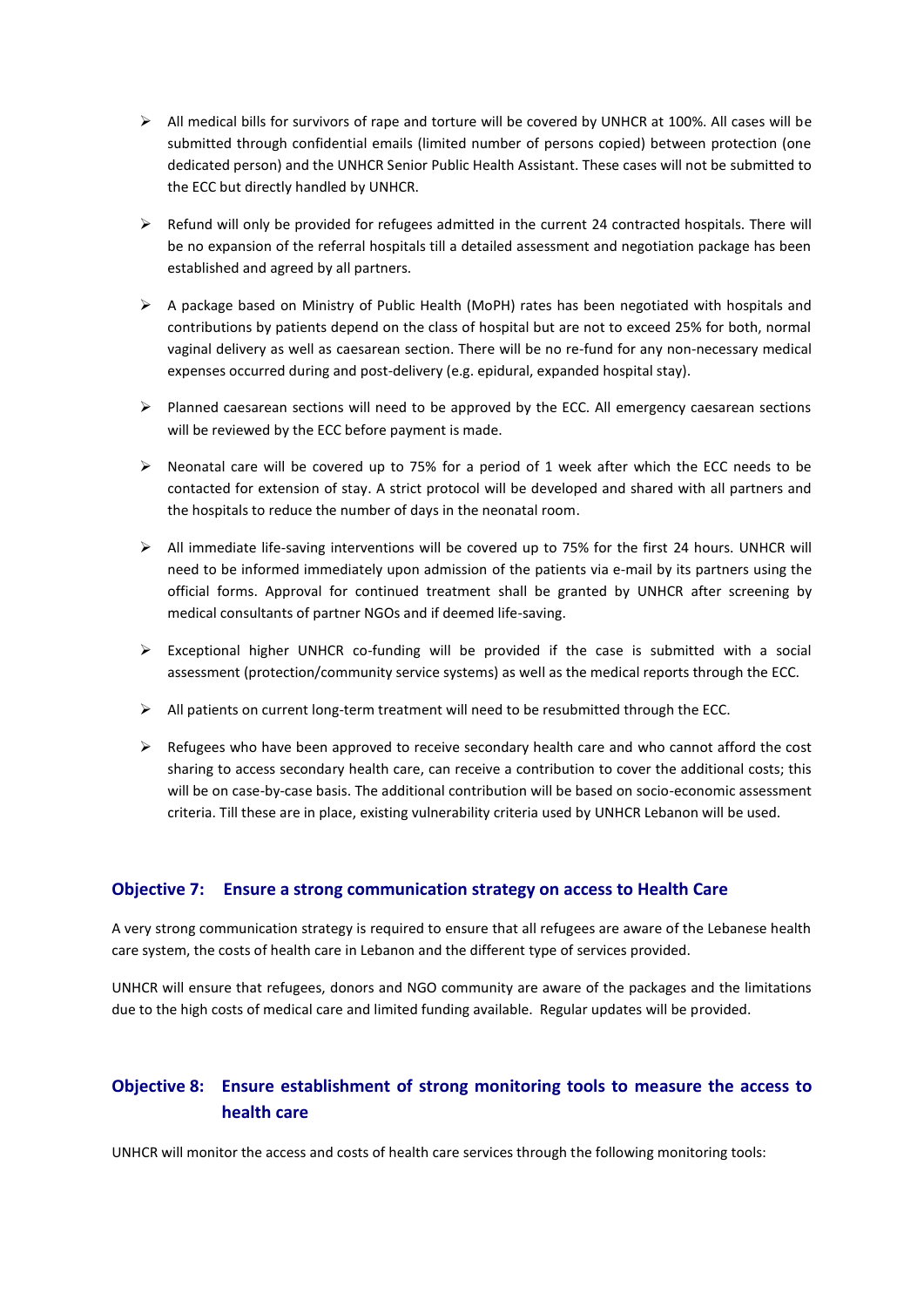- All medical bills for survivors of rape and torture will be covered by UNHCR at 100%. All cases will be submitted through confidential emails (limited number of persons copied) between protection (one dedicated person) and the UNHCR Senior Public Health Assistant. These cases will not be submitted to the ECC but directly handled by UNHCR.

- Refund will only be provided for refugees admitted in the current 24 contracted hospitals. There will be no expansion of the referral hospitals till a detailed assessment and negotiation package has been established and agreed by all partners.

- A package based on Ministry of Public Health (MoPH) rates has been negotiated with hospitals and contributions by patients depend on the class of hospital but are not to exceed 25% for both, normal vaginal delivery as well as caesarean section. There will be no re-fund for any non-necessary medical expenses occurred during and post-delivery (e.g. epidural, expanded hospital stay).

- Planned caesarean sections will need to be approved by the ECC. All emergency caesarean sections will be reviewed by the ECC before payment is made.

- Neonatal care will be covered up to 75% for a period of 1 week after which the ECC needs to be contacted for extension of stay. A strict protocol will be developed and shared with all partners and the hospitals to reduce the number of days in the neonatal room.

- All immediate life-saving interventions will be covered up to 75% for the first 24 hours. UNHCR will need to be informed immediately upon admission of the patients via e-mail by its partners using the official forms. Approval for continued treatment shall be granted by UNHCR after screening by medical consultants of partner NGOs and if deemed life-saving.

- Exceptional higher UNHCR co-funding will be provided if the case is submitted with a social assessment (protection/community service systems) as well as the medical reports through the ECC.

- All patients on current long-term treatment will need to be resubmitted through the ECC.

- Refugees who have been approved to receive secondary health care and who cannot afford the cost sharing to access secondary health care, can receive a contribution to cover the additional costs; this will be on case-by-case basis. The additional contribution will be based on socio-economic assessment criteria. Till these are in place, existing vulnerability criteria used by UNHCR Lebanon will be used.

## Objective 7: Ensure a strong communication strategy on access to Health Care

A very strong communication strategy is required to ensure that all refugees are aware of the Lebanese health care system, the costs of health care in Lebanon and the different type of services provided.

UNHCR will ensure that refugees, donors and NGO community are aware of the packages and the limitations due to the high costs of medical care and limited funding available. Regular updates will be provided.

## Objective 8: Ensure establishment of strong monitoring tools to measure the access to health care

UNHCR will monitor the access and costs of health care services through the following monitoring tools: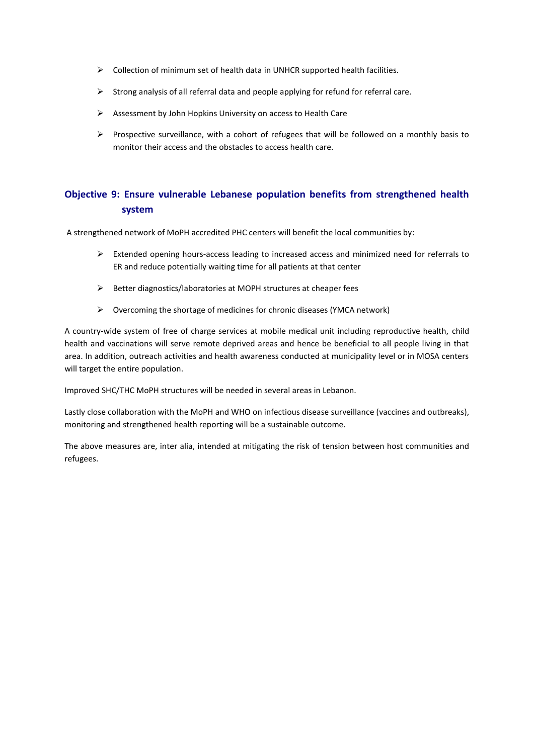- Collection of minimum set of health data in UNHCR supported health facilities.
- Strong analysis of all referral data and people applying for refund for referral care.
- Assessment by John Hopkins University on access to Health Care
- Prospective surveillance, with a cohort of refugees that will be followed on a monthly basis to monitor their access and the obstacles to access health care.

## Objective 9: Ensure vulnerable Lebanese population benefits from strengthened health system

A strengthened network of MoPH accredited PHC centers will benefit the local communities by:

- Extended opening hours-access leading to increased access and minimized need for referrals to ER and reduce potentially waiting time for all patients at that center
- Better diagnostics/laboratories at MOPH structures at cheaper fees
- Overcoming the shortage of medicines for chronic diseases (YMCA network)

A country-wide system of free of charge services at mobile medical unit including reproductive health, child health and vaccinations will serve remote deprived areas and hence be beneficial to all people living in that area. In addition, outreach activities and health awareness conducted at municipality level or in MOSA centers will target the entire population.

Improved SHC/THC MoPH structures will be needed in several areas in Lebanon.

Lastly close collaboration with the MoPH and WHO on infectious disease surveillance (vaccines and outbreaks), monitoring and strengthened health reporting will be a sustainable outcome.

The above measures are, inter alia, intended at mitigating the risk of tension between host communities and refugees.